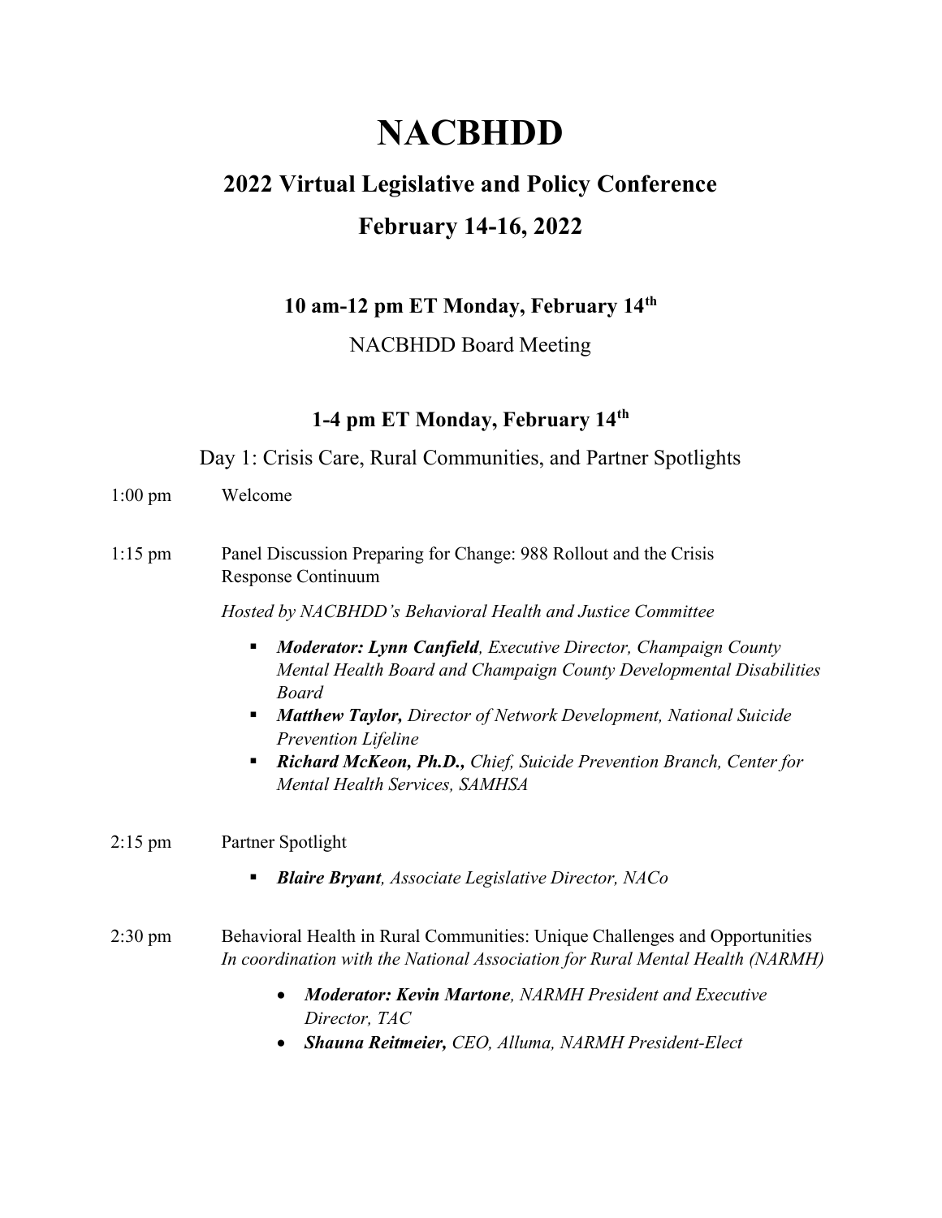# NACBHDD

## 2022 Virtual Legislative and Policy Conference

## February 14-16, 2022

### 10 am-12 pm ET Monday, February 14th

NACBHDD Board Meeting

### 1-4 pm ET Monday, February 14th

Day 1: Crisis Care, Rural Communities, and Partner Spotlights

1:00 pm Welcome

1:15 pm Panel Discussion Preparing for Change: 988 Rollout and the Crisis Response Continuum

*Hosted by NACBHDD's Behavioral Health and Justice Committee*

- ***Moderator: Lynn Canfield****, Executive Director, Champaign County Mental Health Board and Champaign County Developmental Disabilities Board*
- ***Matthew Taylor,*** *Director of Network Development, National Suicide Prevention Lifeline*
- ***Richard McKeon, Ph.D.,*** *Chief, Suicide Prevention Branch, Center for Mental Health Services, SAMHSA*

2:15 pm Partner Spotlight

- ***Blaire Bryant****, Associate Legislative Director, NACo*

2:30 pm Behavioral Health in Rural Communities: Unique Challenges and Opportunities
*In coordination with the National Association for Rural Mental Health (NARMH)*

- ***Moderator: Kevin Martone****, NARMH President and Executive Director, TAC*
- ***Shauna Reitmeier,*** *CEO, Alluma, NARMH President-Elect*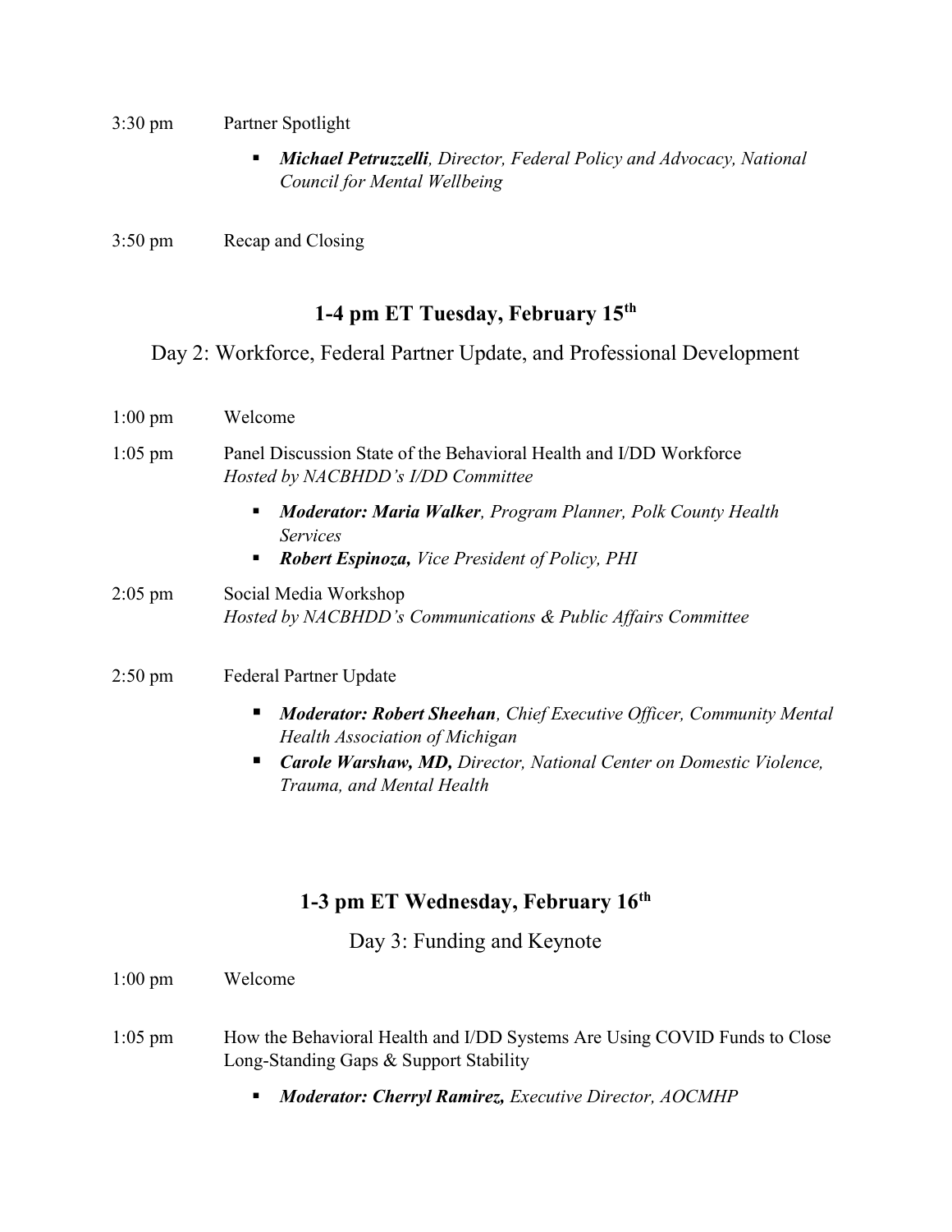3:30 pm Partner Spotlight

- ***Michael Petruzzelli****, Director, Federal Policy and Advocacy, National Council for Mental Wellbeing*

3:50 pm Recap and Closing

## 1-4 pm ET Tuesday, February 15th

### Day 2: Workforce, Federal Partner Update, and Professional Development

1:00 pm Welcome

1:05 pm Panel Discussion State of the Behavioral Health and I/DD Workforce
*Hosted by NACBHDD's I/DD Committee*

- ***Moderator: Maria Walker****, Program Planner, Polk County Health Services*
- ***Robert Espinoza,*** *Vice President of Policy, PHI*

2:05 pm Social Media Workshop
*Hosted by NACBHDD's Communications & Public Affairs Committee*

2:50 pm Federal Partner Update

- ***Moderator: Robert Sheehan****, Chief Executive Officer, Community Mental Health Association of Michigan*
- ***Carole Warshaw, MD,*** *Director, National Center on Domestic Violence, Trauma, and Mental Health*

## 1-3 pm ET Wednesday, February 16th

### Day 3: Funding and Keynote

1:00 pm Welcome

1:05 pm How the Behavioral Health and I/DD Systems Are Using COVID Funds to Close Long-Standing Gaps & Support Stability

- ***Moderator: Cherryl Ramirez,*** *Executive Director, AOCMHP*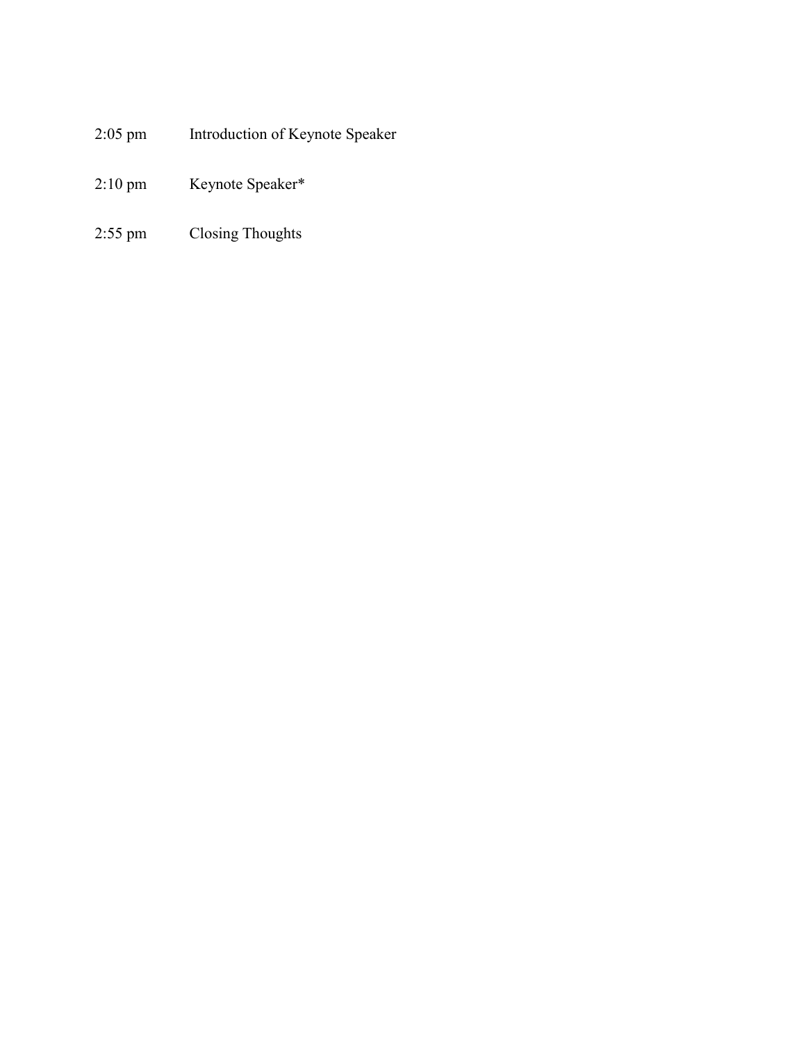| | |
|---|---|
| 2:05 pm | Introduction of Keynote Speaker |
| 2:10 pm | Keynote Speaker* |
| 2:55 pm | Closing Thoughts |